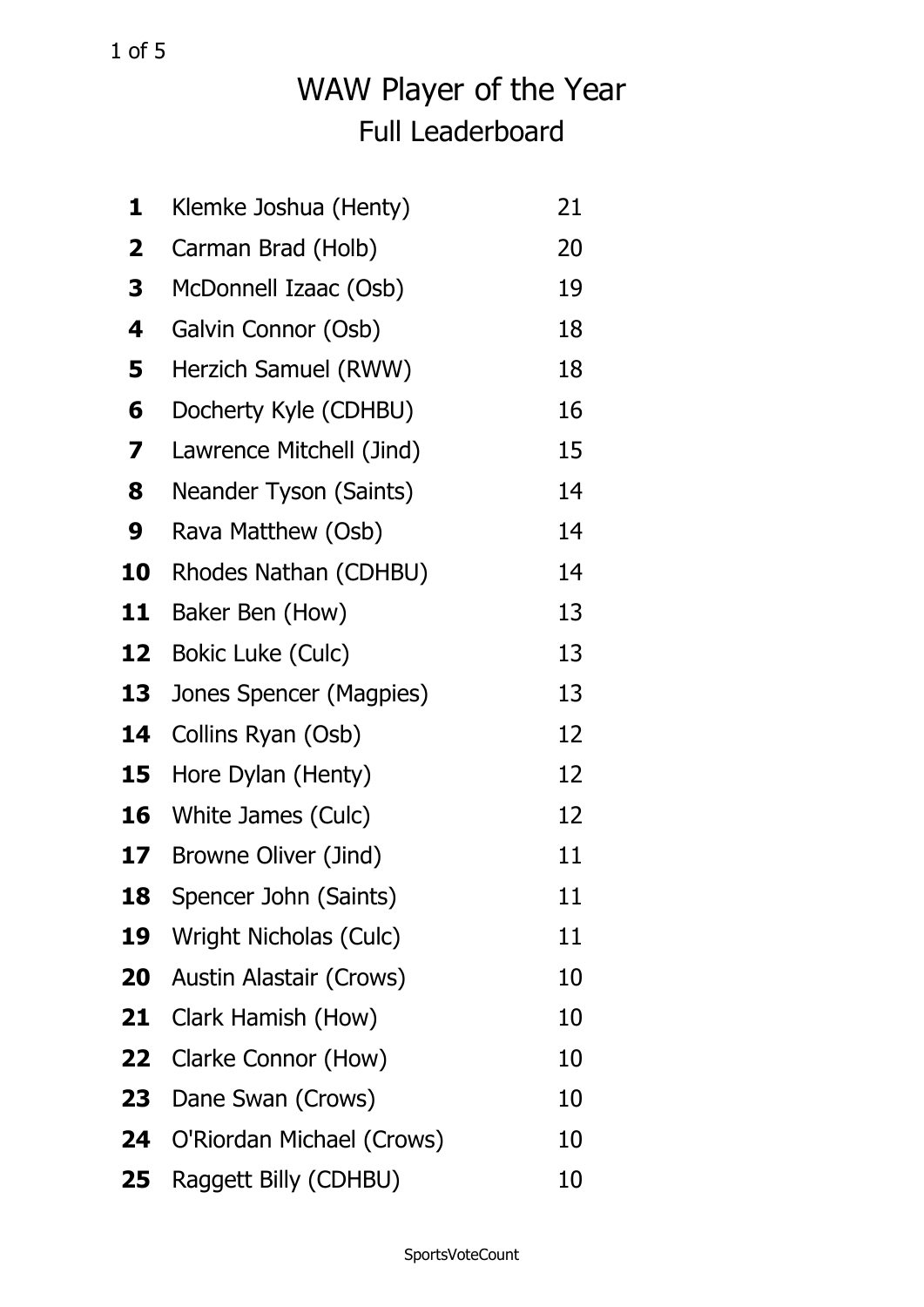# WAW Player of the Year

## Full Leaderboard

| Rank | Player | Votes |
|---|---|---|
| **1** | Klemke Joshua (Henty) | 21 |
| **2** | Carman Brad (Holb) | 20 |
| **3** | McDonnell Izaac (Osb) | 19 |
| **4** | Galvin Connor (Osb) | 18 |
| **5** | Herzich Samuel (RWW) | 18 |
| **6** | Docherty Kyle (CDHBU) | 16 |
| **7** | Lawrence Mitchell (Jind) | 15 |
| **8** | Neander Tyson (Saints) | 14 |
| **9** | Rava Matthew (Osb) | 14 |
| **10** | Rhodes Nathan (CDHBU) | 14 |
| **11** | Baker Ben (How) | 13 |
| **12** | Bokic Luke (Culc) | 13 |
| **13** | Jones Spencer (Magpies) | 13 |
| **14** | Collins Ryan (Osb) | 12 |
| **15** | Hore Dylan (Henty) | 12 |
| **16** | White James (Culc) | 12 |
| **17** | Browne Oliver (Jind) | 11 |
| **18** | Spencer John (Saints) | 11 |
| **19** | Wright Nicholas (Culc) | 11 |
| **20** | Austin Alastair (Crows) | 10 |
| **21** | Clark Hamish (How) | 10 |
| **22** | Clarke Connor (How) | 10 |
| **23** | Dane Swan (Crows) | 10 |
| **24** | O'Riordan Michael (Crows) | 10 |
| **25** | Raggett Billy (CDHBU) | 10 |

SportsVoteCount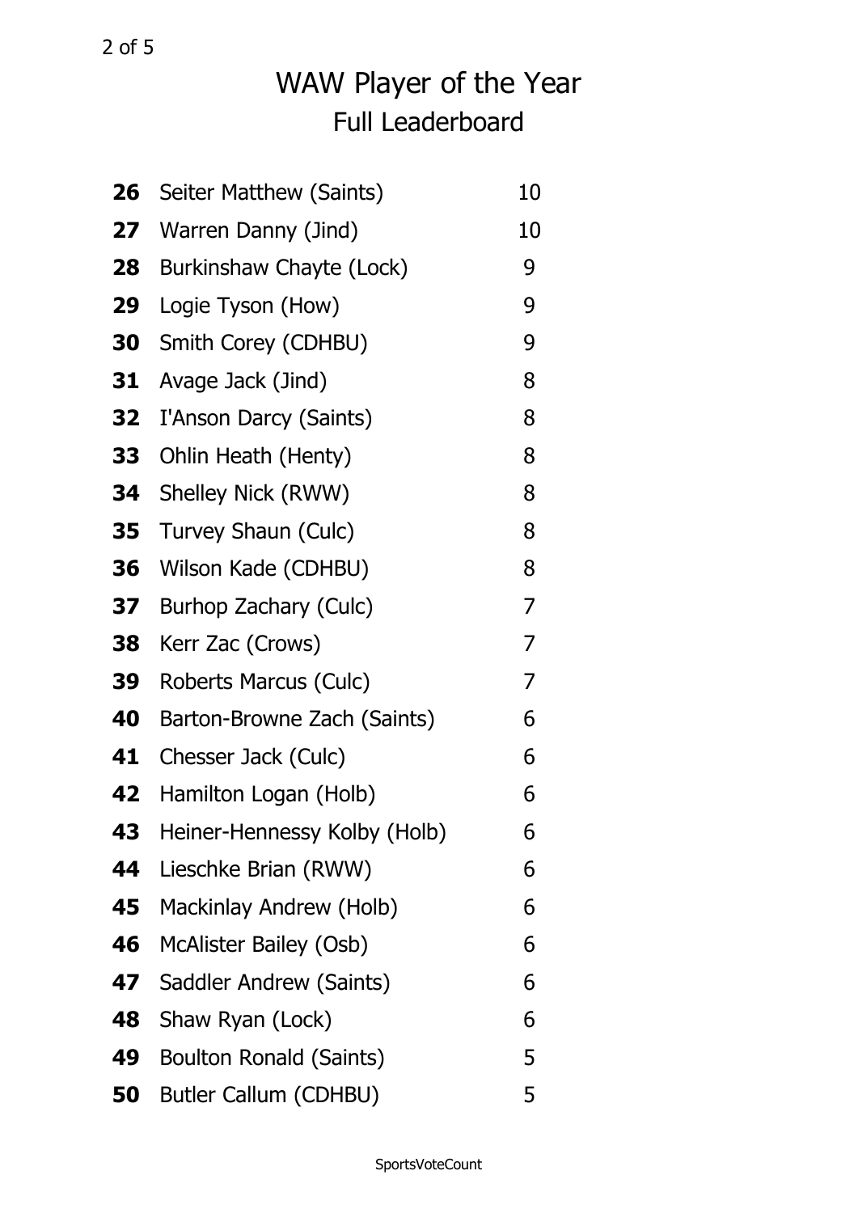# WAW Player of the Year

## Full Leaderboard

| | | |
|---|---|---|
| **26** | Seiter Matthew (Saints) | 10 |
| **27** | Warren Danny (Jind) | 10 |
| **28** | Burkinshaw Chayte (Lock) | 9 |
| **29** | Logie Tyson (How) | 9 |
| **30** | Smith Corey (CDHBU) | 9 |
| **31** | Avage Jack (Jind) | 8 |
| **32** | I'Anson Darcy (Saints) | 8 |
| **33** | Ohlin Heath (Henty) | 8 |
| **34** | Shelley Nick (RWW) | 8 |
| **35** | Turvey Shaun (Culc) | 8 |
| **36** | Wilson Kade (CDHBU) | 8 |
| **37** | Burhop Zachary (Culc) | 7 |
| **38** | Kerr Zac (Crows) | 7 |
| **39** | Roberts Marcus (Culc) | 7 |
| **40** | Barton-Browne Zach (Saints) | 6 |
| **41** | Chesser Jack (Culc) | 6 |
| **42** | Hamilton Logan (Holb) | 6 |
| **43** | Heiner-Hennessy Kolby (Holb) | 6 |
| **44** | Lieschke Brian (RWW) | 6 |
| **45** | Mackinlay Andrew (Holb) | 6 |
| **46** | McAlister Bailey (Osb) | 6 |
| **47** | Saddler Andrew (Saints) | 6 |
| **48** | Shaw Ryan (Lock) | 6 |
| **49** | Boulton Ronald (Saints) | 5 |
| **50** | Butler Callum (CDHBU) | 5 |

SportsVoteCount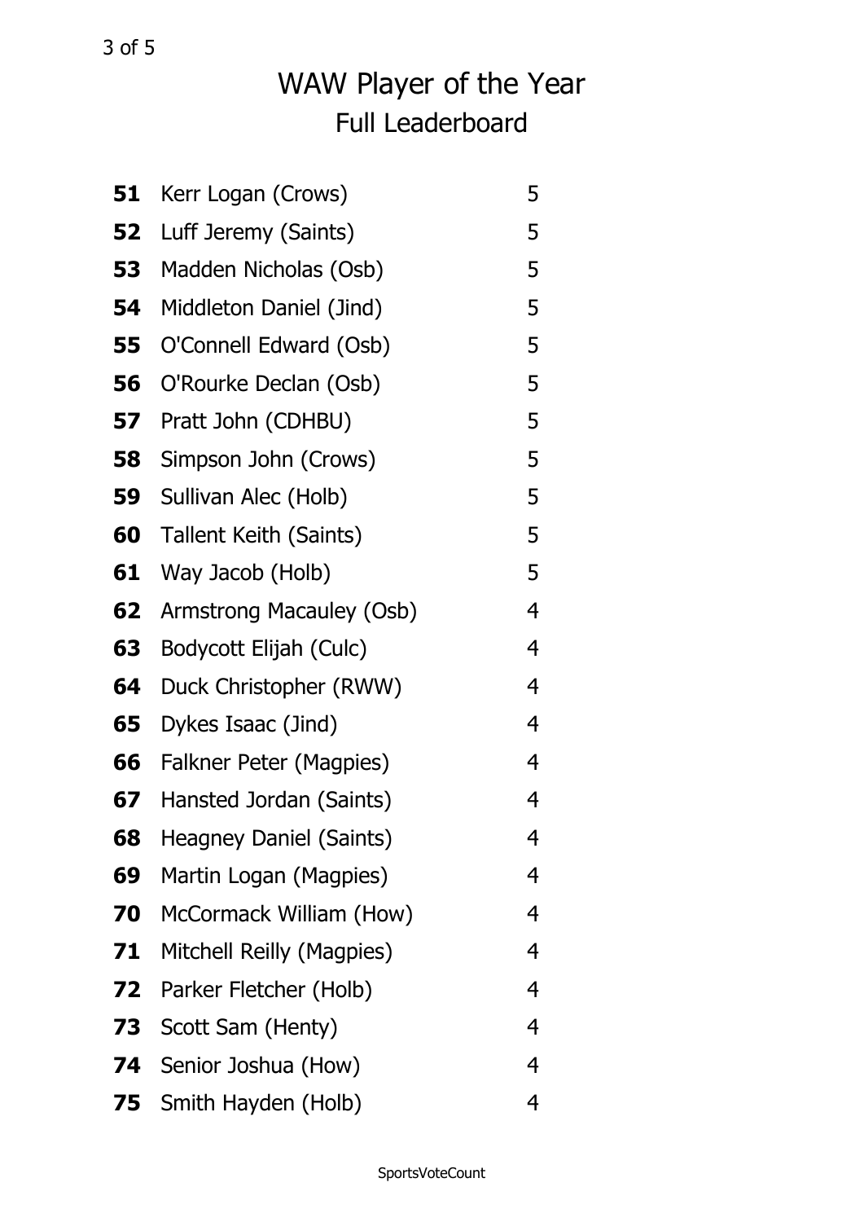# WAW Player of the Year

## Full Leaderboard

| | | |
|---|---|---|
| **51** | Kerr Logan (Crows) | 5 |
| **52** | Luff Jeremy (Saints) | 5 |
| **53** | Madden Nicholas (Osb) | 5 |
| **54** | Middleton Daniel (Jind) | 5 |
| **55** | O'Connell Edward (Osb) | 5 |
| **56** | O'Rourke Declan (Osb) | 5 |
| **57** | Pratt John (CDHBU) | 5 |
| **58** | Simpson John (Crows) | 5 |
| **59** | Sullivan Alec (Holb) | 5 |
| **60** | Tallent Keith (Saints) | 5 |
| **61** | Way Jacob (Holb) | 5 |
| **62** | Armstrong Macauley (Osb) | 4 |
| **63** | Bodycott Elijah (Culc) | 4 |
| **64** | Duck Christopher (RWW) | 4 |
| **65** | Dykes Isaac (Jind) | 4 |
| **66** | Falkner Peter (Magpies) | 4 |
| **67** | Hansted Jordan (Saints) | 4 |
| **68** | Heagney Daniel (Saints) | 4 |
| **69** | Martin Logan (Magpies) | 4 |
| **70** | McCormack William (How) | 4 |
| **71** | Mitchell Reilly (Magpies) | 4 |
| **72** | Parker Fletcher (Holb) | 4 |
| **73** | Scott Sam (Henty) | 4 |
| **74** | Senior Joshua (How) | 4 |
| **75** | Smith Hayden (Holb) | 4 |

SportsVoteCount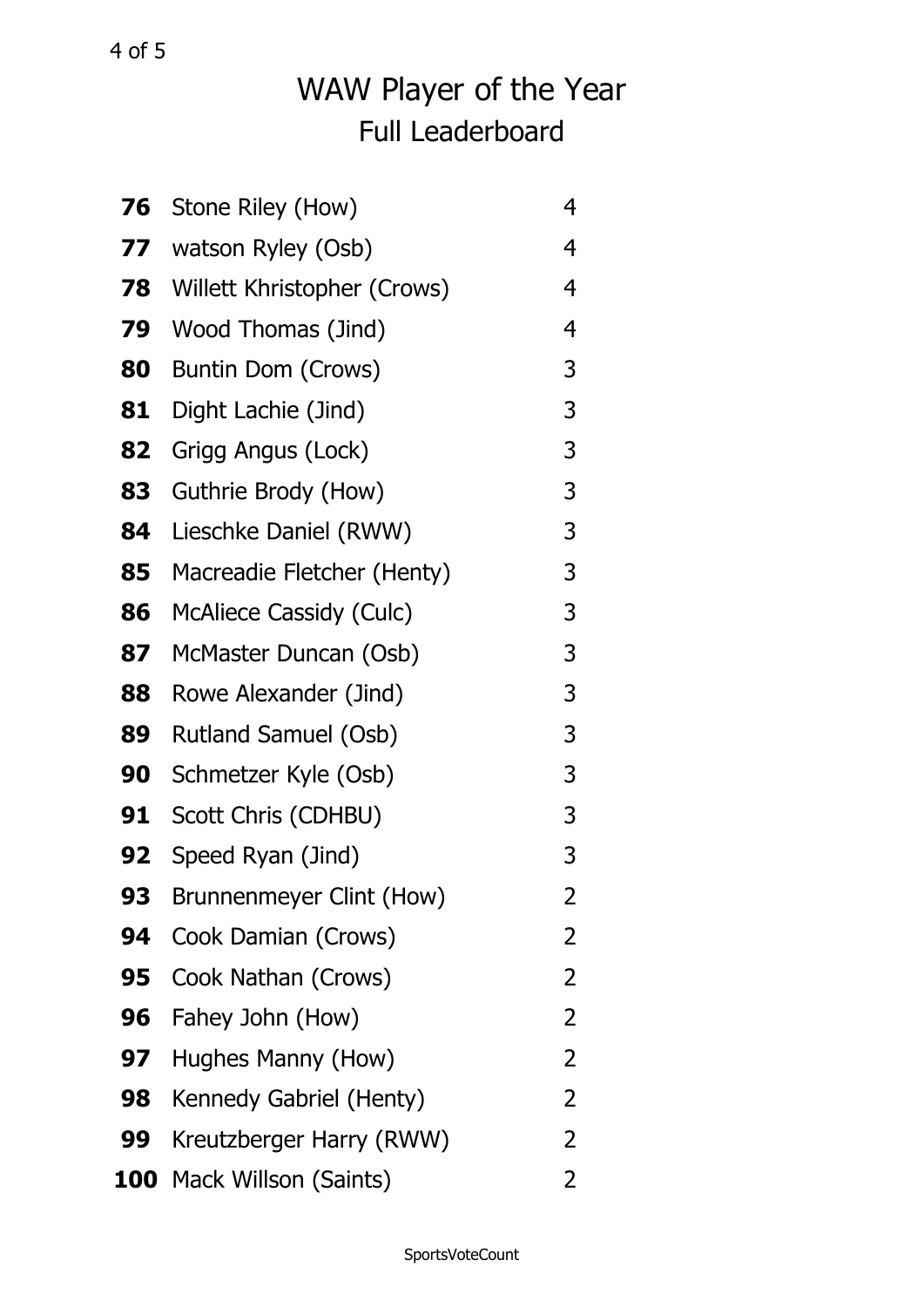# WAW Player of the Year

## Full Leaderboard

| | | |
|---|---|---|
| **76** | Stone Riley (How) | 4 |
| **77** | watson Ryley (Osb) | 4 |
| **78** | Willett Khristopher (Crows) | 4 |
| **79** | Wood Thomas (Jind) | 4 |
| **80** | Buntin Dom (Crows) | 3 |
| **81** | Dight Lachie (Jind) | 3 |
| **82** | Grigg Angus (Lock) | 3 |
| **83** | Guthrie Brody (How) | 3 |
| **84** | Lieschke Daniel (RWW) | 3 |
| **85** | Macreadie Fletcher (Henty) | 3 |
| **86** | McAliece Cassidy (Culc) | 3 |
| **87** | McMaster Duncan (Osb) | 3 |
| **88** | Rowe Alexander (Jind) | 3 |
| **89** | Rutland Samuel (Osb) | 3 |
| **90** | Schmetzer Kyle (Osb) | 3 |
| **91** | Scott Chris (CDHBU) | 3 |
| **92** | Speed Ryan (Jind) | 3 |
| **93** | Brunnenmeyer Clint (How) | 2 |
| **94** | Cook Damian (Crows) | 2 |
| **95** | Cook Nathan (Crows) | 2 |
| **96** | Fahey John (How) | 2 |
| **97** | Hughes Manny (How) | 2 |
| **98** | Kennedy Gabriel (Henty) | 2 |
| **99** | Kreutzberger Harry (RWW) | 2 |
| **100** | Mack Willson (Saints) | 2 |

SportsVoteCount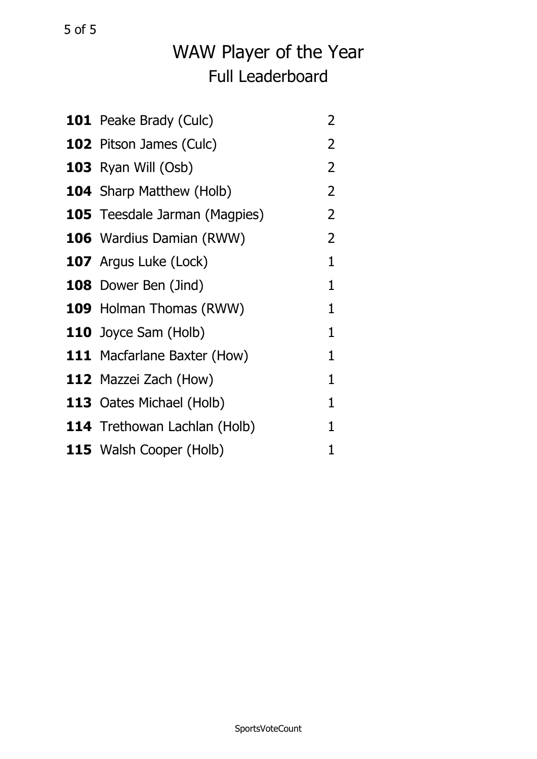# WAW Player of the Year

## Full Leaderboard

| | | |
|---|---|---|
| **101** | Peake Brady (Culc) | 2 |
| **102** | Pitson James (Culc) | 2 |
| **103** | Ryan Will (Osb) | 2 |
| **104** | Sharp Matthew (Holb) | 2 |
| **105** | Teesdale Jarman (Magpies) | 2 |
| **106** | Wardius Damian (RWW) | 2 |
| **107** | Argus Luke (Lock) | 1 |
| **108** | Dower Ben (Jind) | 1 |
| **109** | Holman Thomas (RWW) | 1 |
| **110** | Joyce Sam (Holb) | 1 |
| **111** | Macfarlane Baxter (How) | 1 |
| **112** | Mazzei Zach (How) | 1 |
| **113** | Oates Michael (Holb) | 1 |
| **114** | Trethowan Lachlan (Holb) | 1 |
| **115** | Walsh Cooper (Holb) | 1 |

SportsVoteCount